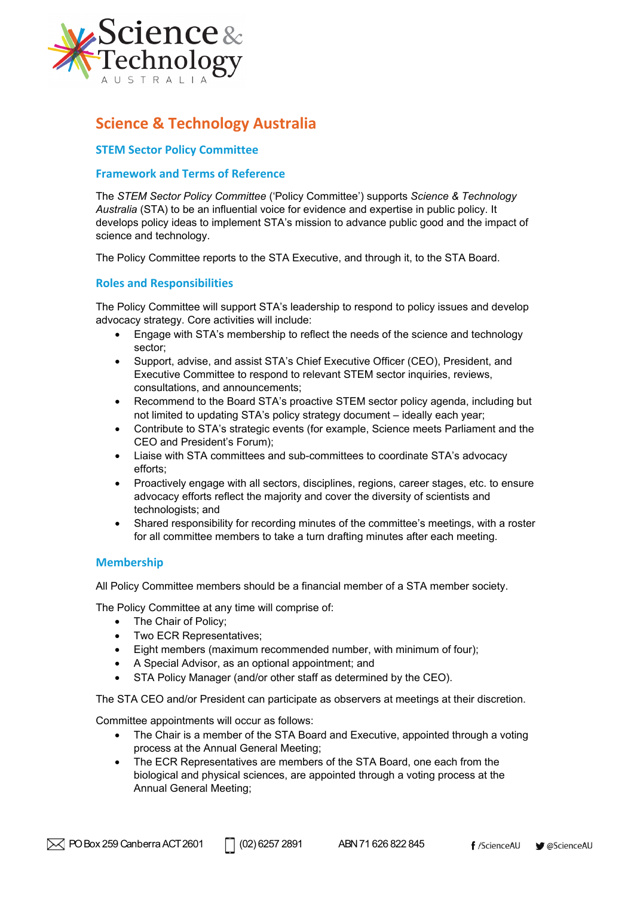# Science & Technology Australia

## STEM Sector Policy Committee

## Framework and Terms of Reference

The *STEM Sector Policy Committee* ('Policy Committee') supports *Science & Technology Australia* (STA) to be an influential voice for evidence and expertise in public policy. It develops policy ideas to implement STA's mission to advance public good and the impact of science and technology.

The Policy Committee reports to the STA Executive, and through it, to the STA Board.

## Roles and Responsibilities

The Policy Committee will support STA's leadership to respond to policy issues and develop advocacy strategy. Core activities will include:

- Engage with STA's membership to reflect the needs of the science and technology sector;
- Support, advise, and assist STA's Chief Executive Officer (CEO), President, and Executive Committee to respond to relevant STEM sector inquiries, reviews, consultations, and announcements;
- Recommend to the Board STA's proactive STEM sector policy agenda, including but not limited to updating STA's policy strategy document – ideally each year;
- Contribute to STA's strategic events (for example, Science meets Parliament and the CEO and President's Forum);
- Liaise with STA committees and sub-committees to coordinate STA's advocacy efforts;
- Proactively engage with all sectors, disciplines, regions, career stages, etc. to ensure advocacy efforts reflect the majority and cover the diversity of scientists and technologists; and
- Shared responsibility for recording minutes of the committee's meetings, with a roster for all committee members to take a turn drafting minutes after each meeting.

## Membership

All Policy Committee members should be a financial member of a STA member society.

The Policy Committee at any time will comprise of:

- The Chair of Policy;
- Two ECR Representatives;
- Eight members (maximum recommended number, with minimum of four);
- A Special Advisor, as an optional appointment; and
- STA Policy Manager (and/or other staff as determined by the CEO).

The STA CEO and/or President can participate as observers at meetings at their discretion.

Committee appointments will occur as follows:

- The Chair is a member of the STA Board and Executive, appointed through a voting process at the Annual General Meeting;
- The ECR Representatives are members of the STA Board, one each from the biological and physical sciences, are appointed through a voting process at the Annual General Meeting;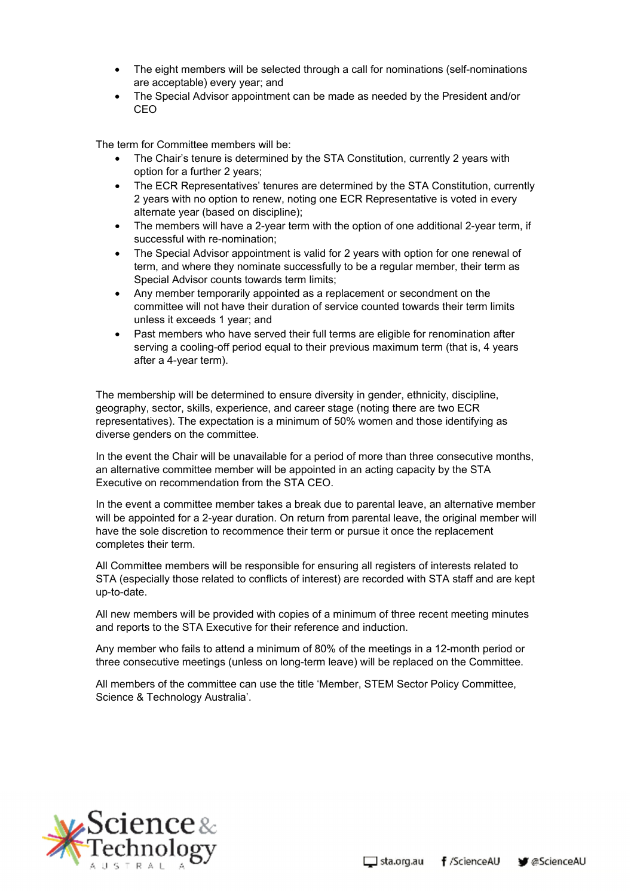- The eight members will be selected through a call for nominations (self-nominations are acceptable) every year; and
- The Special Advisor appointment can be made as needed by the President and/or CEO

The term for Committee members will be:

- The Chair's tenure is determined by the STA Constitution, currently 2 years with option for a further 2 years;
- The ECR Representatives' tenures are determined by the STA Constitution, currently 2 years with no option to renew, noting one ECR Representative is voted in every alternate year (based on discipline);
- The members will have a 2-year term with the option of one additional 2-year term, if successful with re-nomination;
- The Special Advisor appointment is valid for 2 years with option for one renewal of term, and where they nominate successfully to be a regular member, their term as Special Advisor counts towards term limits;
- Any member temporarily appointed as a replacement or secondment on the committee will not have their duration of service counted towards their term limits unless it exceeds 1 year; and
- Past members who have served their full terms are eligible for renomination after serving a cooling-off period equal to their previous maximum term (that is, 4 years after a 4-year term).

The membership will be determined to ensure diversity in gender, ethnicity, discipline, geography, sector, skills, experience, and career stage (noting there are two ECR representatives). The expectation is a minimum of 50% women and those identifying as diverse genders on the committee.

In the event the Chair will be unavailable for a period of more than three consecutive months, an alternative committee member will be appointed in an acting capacity by the STA Executive on recommendation from the STA CEO.

In the event a committee member takes a break due to parental leave, an alternative member will be appointed for a 2-year duration. On return from parental leave, the original member will have the sole discretion to recommence their term or pursue it once the replacement completes their term.

All Committee members will be responsible for ensuring all registers of interests related to STA (especially those related to conflicts of interest) are recorded with STA staff and are kept up-to-date.

All new members will be provided with copies of a minimum of three recent meeting minutes and reports to the STA Executive for their reference and induction.

Any member who fails to attend a minimum of 80% of the meetings in a 12-month period or three consecutive meetings (unless on long-term leave) will be replaced on the Committee.

All members of the committee can use the title 'Member, STEM Sector Policy Committee, Science & Technology Australia'.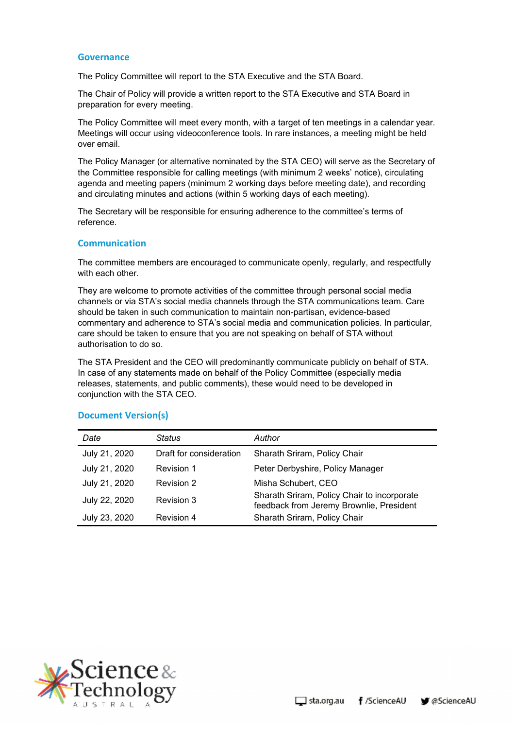## Governance

The Policy Committee will report to the STA Executive and the STA Board.

The Chair of Policy will provide a written report to the STA Executive and STA Board in preparation for every meeting.

The Policy Committee will meet every month, with a target of ten meetings in a calendar year. Meetings will occur using videoconference tools. In rare instances, a meeting might be held over email.

The Policy Manager (or alternative nominated by the STA CEO) will serve as the Secretary of the Committee responsible for calling meetings (with minimum 2 weeks' notice), circulating agenda and meeting papers (minimum 2 working days before meeting date), and recording and circulating minutes and actions (within 5 working days of each meeting).

The Secretary will be responsible for ensuring adherence to the committee's terms of reference.

## Communication

The committee members are encouraged to communicate openly, regularly, and respectfully with each other.

They are welcome to promote activities of the committee through personal social media channels or via STA's social media channels through the STA communications team. Care should be taken in such communication to maintain non-partisan, evidence-based commentary and adherence to STA's social media and communication policies. In particular, care should be taken to ensure that you are not speaking on behalf of STA without authorisation to do so.

The STA President and the CEO will predominantly communicate publicly on behalf of STA. In case of any statements made on behalf of the Policy Committee (especially media releases, statements, and public comments), these would need to be developed in conjunction with the STA CEO.

## Document Version(s)

| *Date* | *Status* | *Author* |
| --- | --- | --- |
| July 21, 2020 | Draft for consideration | Sharath Sriram, Policy Chair |
| July 21, 2020 | Revision 1 | Peter Derbyshire, Policy Manager |
| July 21, 2020 | Revision 2 | Misha Schubert, CEO |
| July 22, 2020 | Revision 3 | Sharath Sriram, Policy Chair to incorporate feedback from Jeremy Brownlie, President |
| July 23, 2020 | Revision 4 | Sharath Sriram, Policy Chair |